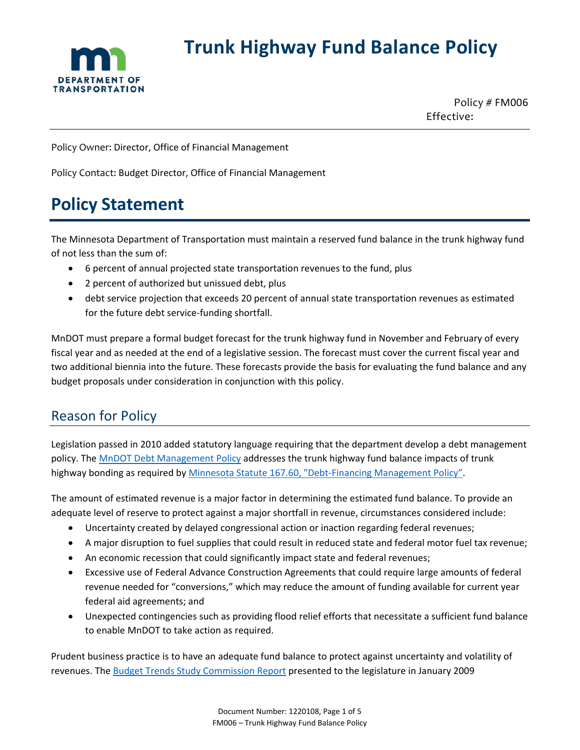# Trunk Highway Fund Balance Policy

Policy # FM006
Effective:

Policy Owner: Director, Office of Financial Management

Policy Contact: Budget Director, Office of Financial Management

# Policy Statement

The Minnesota Department of Transportation must maintain a reserved fund balance in the trunk highway fund of not less than the sum of:

- 6 percent of annual projected state transportation revenues to the fund, plus
- 2 percent of authorized but unissued debt, plus
- debt service projection that exceeds 20 percent of annual state transportation revenues as estimated for the future debt service-funding shortfall.

MnDOT must prepare a formal budget forecast for the trunk highway fund in November and February of every fiscal year and as needed at the end of a legislative session. The forecast must cover the current fiscal year and two additional biennia into the future. These forecasts provide the basis for evaluating the fund balance and any budget proposals under consideration in conjunction with this policy.

## Reason for Policy

Legislation passed in 2010 added statutory language requiring that the department develop a debt management policy. The MnDOT Debt Management Policy addresses the trunk highway fund balance impacts of trunk highway bonding as required by Minnesota Statute 167.60, "Debt-Financing Management Policy".

The amount of estimated revenue is a major factor in determining the estimated fund balance. To provide an adequate level of reserve to protect against a major shortfall in revenue, circumstances considered include:

- Uncertainty created by delayed congressional action or inaction regarding federal revenues;
- A major disruption to fuel supplies that could result in reduced state and federal motor fuel tax revenue;
- An economic recession that could significantly impact state and federal revenues;
- Excessive use of Federal Advance Construction Agreements that could require large amounts of federal revenue needed for "conversions," which may reduce the amount of funding available for current year federal aid agreements; and
- Unexpected contingencies such as providing flood relief efforts that necessitate a sufficient fund balance to enable MnDOT to take action as required.

Prudent business practice is to have an adequate fund balance to protect against uncertainty and volatility of revenues. The Budget Trends Study Commission Report presented to the legislature in January 2009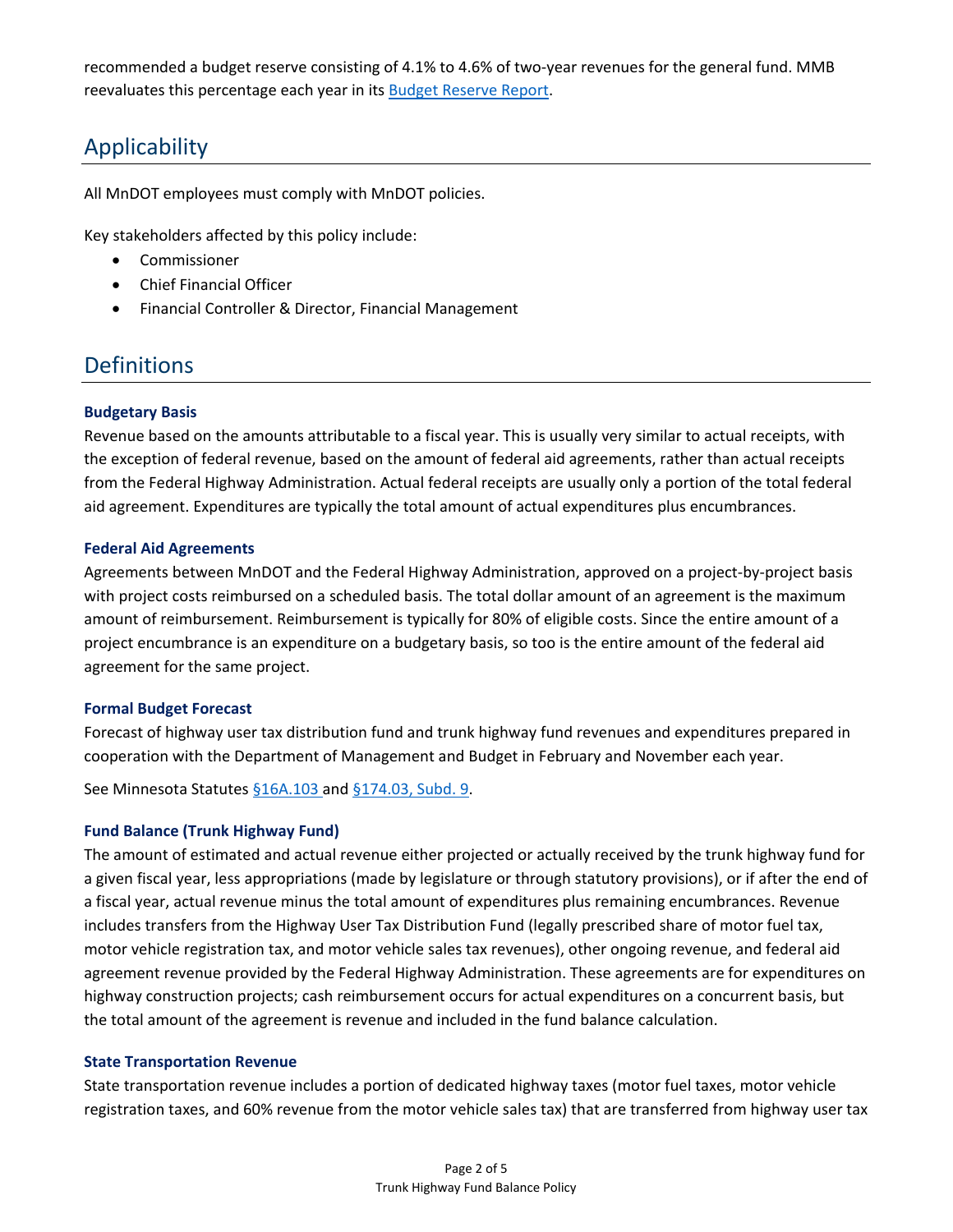recommended a budget reserve consisting of 4.1% to 4.6% of two-year revenues for the general fund. MMB reevaluates this percentage each year in its [Budget Reserve Report](#).

## Applicability

All MnDOT employees must comply with MnDOT policies.

Key stakeholders affected by this policy include:

- Commissioner
- Chief Financial Officer
- Financial Controller & Director, Financial Management

## Definitions

### Budgetary Basis

Revenue based on the amounts attributable to a fiscal year. This is usually very similar to actual receipts, with the exception of federal revenue, based on the amount of federal aid agreements, rather than actual receipts from the Federal Highway Administration. Actual federal receipts are usually only a portion of the total federal aid agreement. Expenditures are typically the total amount of actual expenditures plus encumbrances.

### Federal Aid Agreements

Agreements between MnDOT and the Federal Highway Administration, approved on a project-by-project basis with project costs reimbursed on a scheduled basis. The total dollar amount of an agreement is the maximum amount of reimbursement. Reimbursement is typically for 80% of eligible costs. Since the entire amount of a project encumbrance is an expenditure on a budgetary basis, so too is the entire amount of the federal aid agreement for the same project.

### Formal Budget Forecast

Forecast of highway user tax distribution fund and trunk highway fund revenues and expenditures prepared in cooperation with the Department of Management and Budget in February and November each year.

See Minnesota Statutes §16A.103 and §174.03, Subd. 9.

### Fund Balance (Trunk Highway Fund)

The amount of estimated and actual revenue either projected or actually received by the trunk highway fund for a given fiscal year, less appropriations (made by legislature or through statutory provisions), or if after the end of a fiscal year, actual revenue minus the total amount of expenditures plus remaining encumbrances. Revenue includes transfers from the Highway User Tax Distribution Fund (legally prescribed share of motor fuel tax, motor vehicle registration tax, and motor vehicle sales tax revenues), other ongoing revenue, and federal aid agreement revenue provided by the Federal Highway Administration. These agreements are for expenditures on highway construction projects; cash reimbursement occurs for actual expenditures on a concurrent basis, but the total amount of the agreement is revenue and included in the fund balance calculation.

### State Transportation Revenue

State transportation revenue includes a portion of dedicated highway taxes (motor fuel taxes, motor vehicle registration taxes, and 60% revenue from the motor vehicle sales tax) that are transferred from highway user tax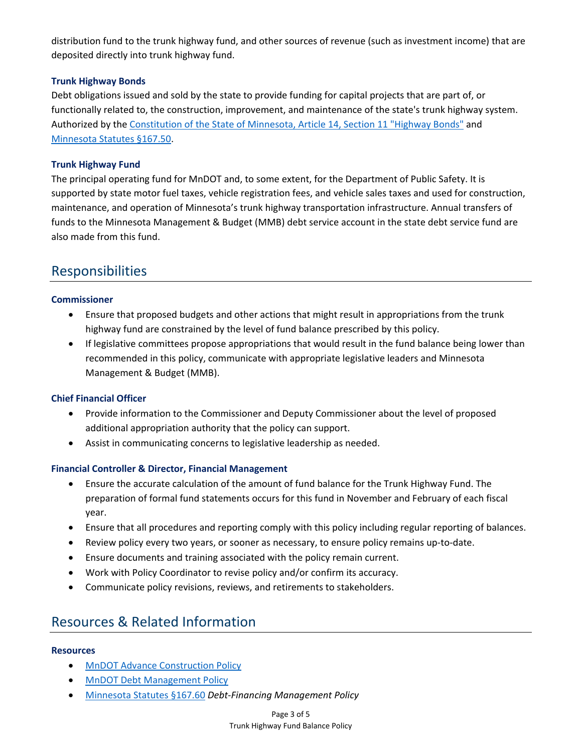distribution fund to the trunk highway fund, and other sources of revenue (such as investment income) that are deposited directly into trunk highway fund.

### Trunk Highway Bonds

Debt obligations issued and sold by the state to provide funding for capital projects that are part of, or functionally related to, the construction, improvement, and maintenance of the state's trunk highway system. Authorized by the [Constitution of the State of Minnesota, Article 14, Section 11 "Highway Bonds"]() and [Minnesota Statutes §167.50]().

### Trunk Highway Fund

The principal operating fund for MnDOT and, to some extent, for the Department of Public Safety. It is supported by state motor fuel taxes, vehicle registration fees, and vehicle sales taxes and used for construction, maintenance, and operation of Minnesota's trunk highway transportation infrastructure. Annual transfers of funds to the Minnesota Management & Budget (MMB) debt service account in the state debt service fund are also made from this fund.

## Responsibilities

### Commissioner

- Ensure that proposed budgets and other actions that might result in appropriations from the trunk highway fund are constrained by the level of fund balance prescribed by this policy.
- If legislative committees propose appropriations that would result in the fund balance being lower than recommended in this policy, communicate with appropriate legislative leaders and Minnesota Management & Budget (MMB).

### Chief Financial Officer

- Provide information to the Commissioner and Deputy Commissioner about the level of proposed additional appropriation authority that the policy can support.
- Assist in communicating concerns to legislative leadership as needed.

### Financial Controller & Director, Financial Management

- Ensure the accurate calculation of the amount of fund balance for the Trunk Highway Fund. The preparation of formal fund statements occurs for this fund in November and February of each fiscal year.
- Ensure that all procedures and reporting comply with this policy including regular reporting of balances.
- Review policy every two years, or sooner as necessary, to ensure policy remains up-to-date.
- Ensure documents and training associated with the policy remain current.
- Work with Policy Coordinator to revise policy and/or confirm its accuracy.
- Communicate policy revisions, reviews, and retirements to stakeholders.

## Resources & Related Information

### Resources

- [MnDOT Advance Construction Policy]()
- [MnDOT Debt Management Policy]()
- [Minnesota Statutes §167.60]() *Debt-Financing Management Policy*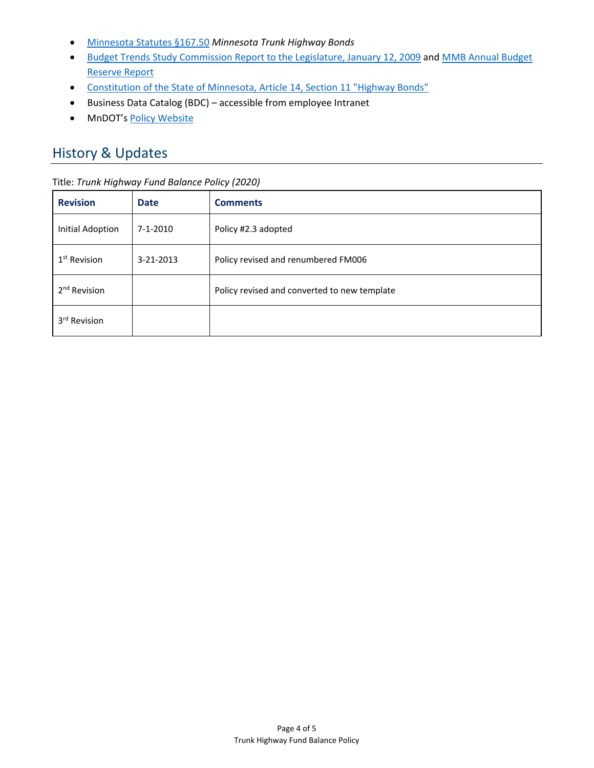- Minnesota Statutes §167.50 *Minnesota Trunk Highway Bonds*
- Budget Trends Study Commission Report to the Legislature, January 12, 2009 and MMB Annual Budget Reserve Report
- Constitution of the State of Minnesota, Article 14, Section 11 "Highway Bonds"
- Business Data Catalog (BDC) – accessible from employee Intranet
- MnDOT's Policy Website

## History & Updates

Title: *Trunk Highway Fund Balance Policy (2020)*

| Revision | Date | Comments |
|---|---|---|
| Initial Adoption | 7-1-2010 | Policy #2.3 adopted |
| 1st Revision | 3-21-2013 | Policy revised and renumbered FM006 |
| 2nd Revision | | Policy revised and converted to new template |
| 3rd Revision | | |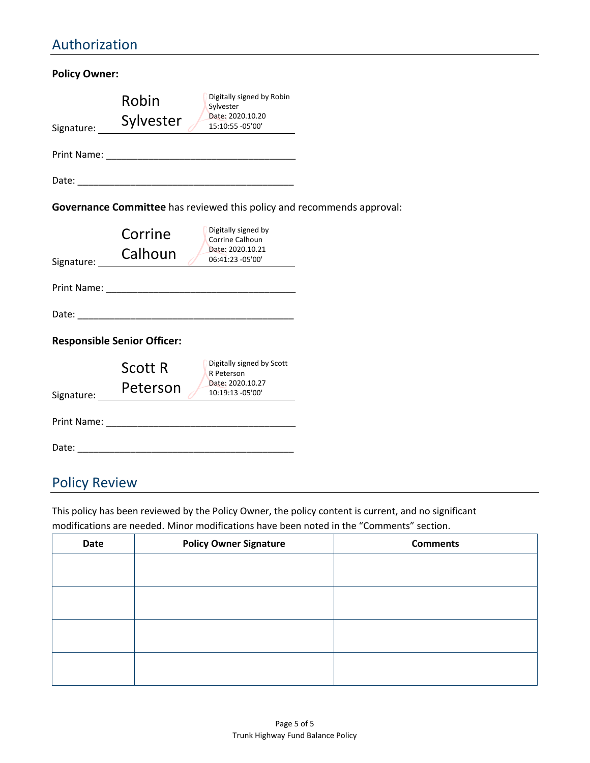## Authorization

**Policy Owner:**

Signature: Robin Sylvester Digitally signed by Robin Sylvester Date: 2020.10.20 15:10:55 -05'00'

Print Name: ___________________________________

Date: ________________________________________

**Governance Committee** has reviewed this policy and recommends approval:

Signature: Corrine Calhoun Digitally signed by Corrine Calhoun Date: 2020.10.21 06:41:23 -05'00'

Print Name: ___________________________________

Date: ________________________________________

**Responsible Senior Officer:**

Signature: Scott R Peterson Digitally signed by Scott R Peterson Date: 2020.10.27 10:19:13 -05'00'

Print Name: ___________________________________

Date: ________________________________________

## Policy Review

This policy has been reviewed by the Policy Owner, the policy content is current, and no significant modifications are needed. Minor modifications have been noted in the "Comments" section.

| Date | Policy Owner Signature | Comments |
|---|---|---|
| | | |
| | | |
| | | |
| | | |